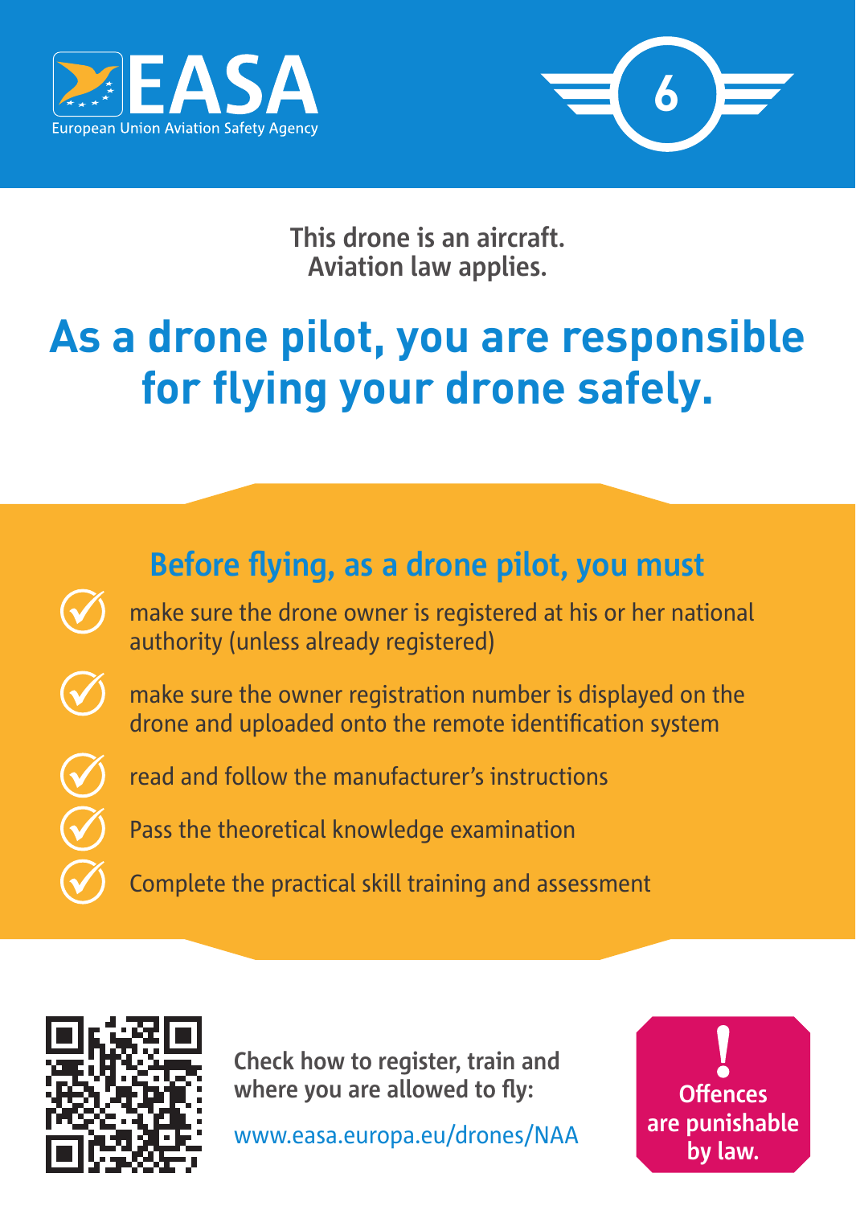EASA

European Union Aviation Safety Agency

6

This drone is an aircraft.
Aviation law applies.

# As a drone pilot, you are responsible for flying your drone safely.

## Before flying, as a drone pilot, you must

- make sure the drone owner is registered at his or her national authority (unless already registered)
- make sure the owner registration number is displayed on the drone and uploaded onto the remote identification system
- read and follow the manufacturer's instructions
- Pass the theoretical knowledge examination
- Complete the practical skill training and assessment

Check how to register, train and where you are allowed to fly:

www.easa.europa.eu/drones/NAA

**! Offences are punishable by law.**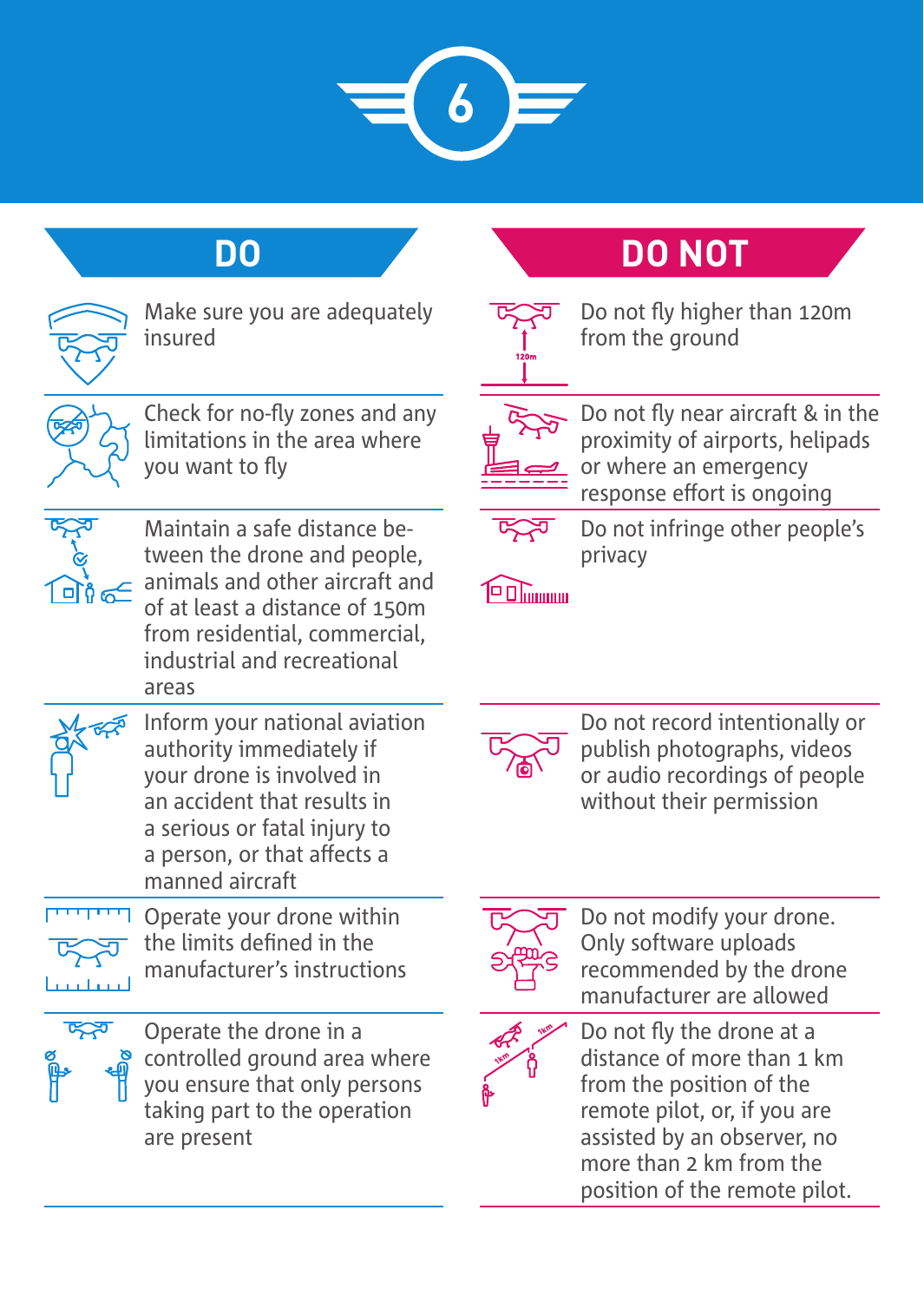# 6

## DO

- Make sure you are adequately insured
- Check for no-fly zones and any limitations in the area where you want to fly
- Maintain a safe distance between the drone and people, animals and other aircraft and of at least a distance of 150m from residential, commercial, industrial and recreational areas
- Inform your national aviation authority immediately if your drone is involved in an accident that results in a serious or fatal injury to a person, or that affects a manned aircraft
- Operate your drone within the limits defined in the manufacturer's instructions
- Operate the drone in a controlled ground area where you ensure that only persons taking part to the operation are present

## DO NOT

- Do not fly higher than 120m from the ground
- Do not fly near aircraft & in the proximity of airports, helipads or where an emergency response effort is ongoing
- Do not infringe other people's privacy
- Do not record intentionally or publish photographs, videos or audio recordings of people without their permission
- Do not modify your drone. Only software uploads recommended by the drone manufacturer are allowed
- Do not fly the drone at a distance of more than 1 km from the position of the remote pilot, or, if you are assisted by an observer, no more than 2 km from the position of the remote pilot.